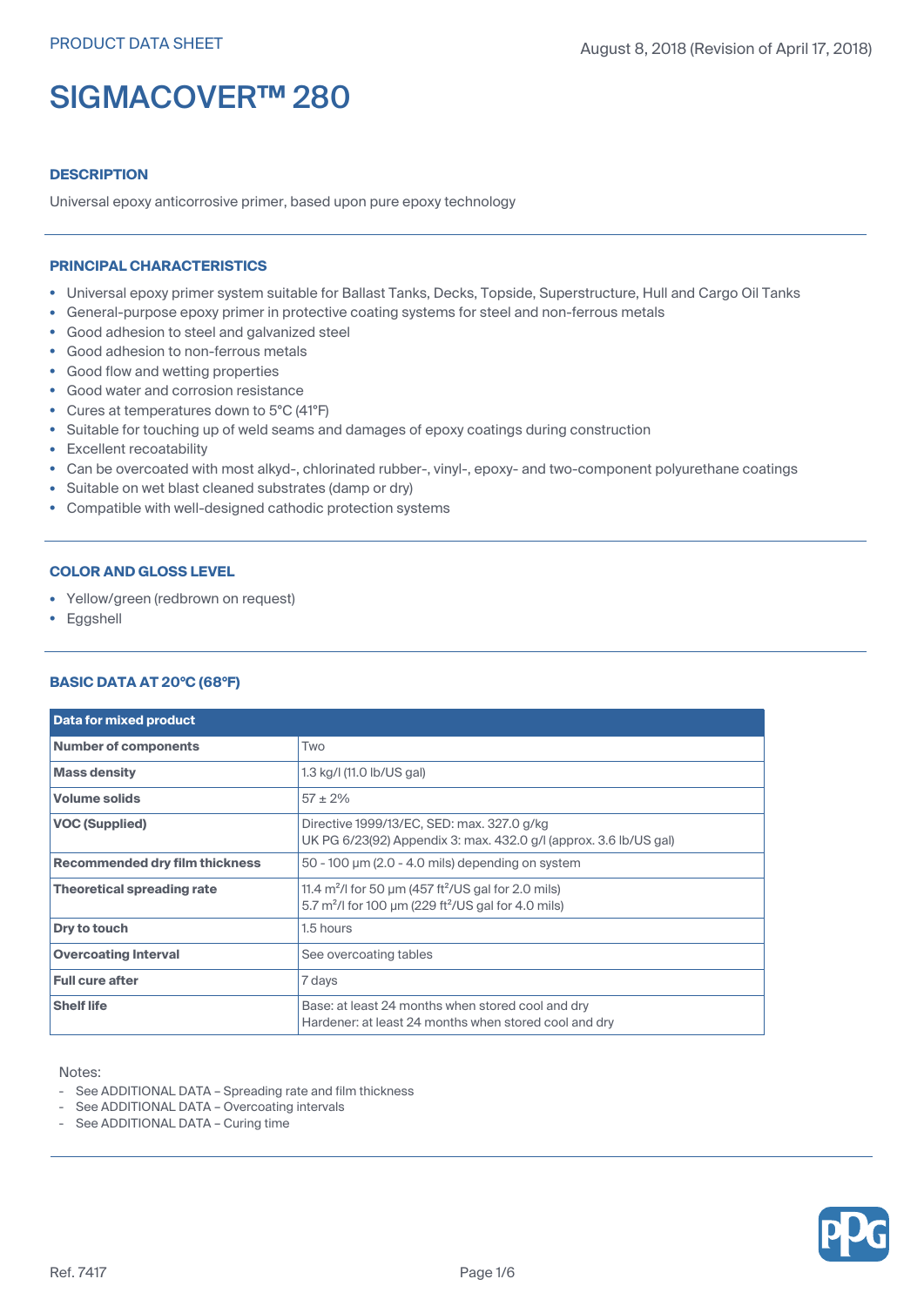PRODUCT DATA SHEET

August 8, 2018 (Revision of April 17, 2018)

# SIGMACOVER™ 280

## DESCRIPTION

Universal epoxy anticorrosive primer, based upon pure epoxy technology

## PRINCIPAL CHARACTERISTICS

- Universal epoxy primer system suitable for Ballast Tanks, Decks, Topside, Superstructure, Hull and Cargo Oil Tanks
- General-purpose epoxy primer in protective coating systems for steel and non-ferrous metals
- Good adhesion to steel and galvanized steel
- Good adhesion to non-ferrous metals
- Good flow and wetting properties
- Good water and corrosion resistance
- Cures at temperatures down to 5°C (41°F)
- Suitable for touching up of weld seams and damages of epoxy coatings during construction
- Excellent recoatability
- Can be overcoated with most alkyd-, chlorinated rubber-, vinyl-, epoxy- and two-component polyurethane coatings
- Suitable on wet blast cleaned substrates (damp or dry)
- Compatible with well-designed cathodic protection systems

## COLOR AND GLOSS LEVEL

- Yellow/green (redbrown on request)
- Eggshell

## BASIC DATA AT 20°C (68°F)

| Data for mixed product | |
|---|---|
| **Number of components** | Two |
| **Mass density** | 1.3 kg/l (11.0 lb/US gal) |
| **Volume solids** | 57 ± 2% |
| **VOC (Supplied)** | Directive 1999/13/EC, SED: max. 327.0 g/kg<br>UK PG 6/23(92) Appendix 3: max. 432.0 g/l (approx. 3.6 lb/US gal) |
| **Recommended dry film thickness** | 50 - 100 µm (2.0 - 4.0 mils) depending on system |
| **Theoretical spreading rate** | 11.4 m²/l for 50 µm (457 ft²/US gal for 2.0 mils)<br>5.7 m²/l for 100 µm (229 ft²/US gal for 4.0 mils) |
| **Dry to touch** | 1.5 hours |
| **Overcoating Interval** | See overcoating tables |
| **Full cure after** | 7 days |
| **Shelf life** | Base: at least 24 months when stored cool and dry<br>Hardener: at least 24 months when stored cool and dry |

Notes:

- See ADDITIONAL DATA – Spreading rate and film thickness
- See ADDITIONAL DATA – Overcoating intervals
- See ADDITIONAL DATA – Curing time

Ref. 7417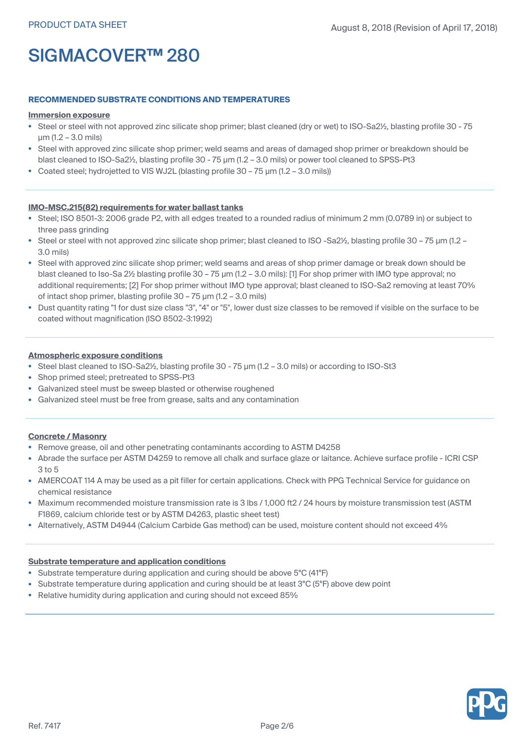# SIGMACOVER™ 280

## RECOMMENDED SUBSTRATE CONDITIONS AND TEMPERATURES

**Immersion exposure**

- Steel or steel with not approved zinc silicate shop primer; blast cleaned (dry or wet) to ISO-Sa2½, blasting profile 30 - 75 µm (1.2 – 3.0 mils)
- Steel with approved zinc silicate shop primer; weld seams and areas of damaged shop primer or breakdown should be blast cleaned to ISO-Sa2½, blasting profile 30 - 75 µm (1.2 – 3.0 mils) or power tool cleaned to SPSS-Pt3
- Coated steel; hydrojetted to VIS WJ2L (blasting profile 30 – 75 µm (1.2 – 3.0 mils))

**IMO-MSC.215(82) requirements for water ballast tanks**

- Steel; ISO 8501-3: 2006 grade P2, with all edges treated to a rounded radius of minimum 2 mm (0.0789 in) or subject to three pass grinding
- Steel or steel with not approved zinc silicate shop primer; blast cleaned to ISO -Sa2½, blasting profile 30 – 75 µm (1.2 – 3.0 mils)
- Steel with approved zinc silicate shop primer; weld seams and areas of shop primer damage or break down should be blast cleaned to Iso-Sa 2½ blasting profile 30 – 75 µm (1.2 – 3.0 mils): [1] For shop primer with IMO type approval; no additional requirements; [2] For shop primer without IMO type approval; blast cleaned to ISO-Sa2 removing at least 70% of intact shop primer, blasting profile 30 – 75 µm (1.2 – 3.0 mils)
- Dust quantity rating "1 for dust size class "3", "4" or "5", lower dust size classes to be removed if visible on the surface to be coated without magnification (ISO 8502-3:1992)

**Atmospheric exposure conditions**

- Steel blast cleaned to ISO-Sa2½, blasting profile 30 - 75 µm (1.2 – 3.0 mils) or according to ISO-St3
- Shop primed steel; pretreated to SPSS-Pt3
- Galvanized steel must be sweep blasted or otherwise roughened
- Galvanized steel must be free from grease, salts and any contamination

**Concrete / Masonry**

- Remove grease, oil and other penetrating contaminants according to ASTM D4258
- Abrade the surface per ASTM D4259 to remove all chalk and surface glaze or laitance. Achieve surface profile - ICRI CSP 3 to 5
- AMERCOAT 114 A may be used as a pit filler for certain applications. Check with PPG Technical Service for guidance on chemical resistance
- Maximum recommended moisture transmission rate is 3 lbs / 1,000 ft2 / 24 hours by moisture transmission test (ASTM F1869, calcium chloride test or by ASTM D4263, plastic sheet test)
- Alternatively, ASTM D4944 (Calcium Carbide Gas method) can be used, moisture content should not exceed 4%

**Substrate temperature and application conditions**

- Substrate temperature during application and curing should be above 5°C (41°F)
- Substrate temperature during application and curing should be at least 3°C (5°F) above dew point
- Relative humidity during application and curing should not exceed 85%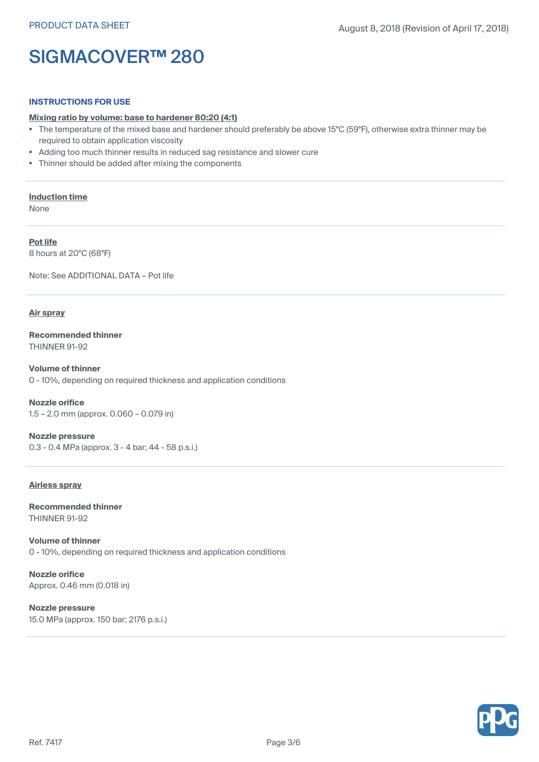# SIGMACOVER™ 280

## INSTRUCTIONS FOR USE

**Mixing ratio by volume: base to hardener 80:20 (4:1)**

- The temperature of the mixed base and hardener should preferably be above 15°C (59°F), otherwise extra thinner may be required to obtain application viscosity
- Adding too much thinner results in reduced sag resistance and slower cure
- Thinner should be added after mixing the components

**Induction time**

None

**Pot life**

8 hours at 20°C (68°F)

Note: See ADDITIONAL DATA – Pot life

**Air spray**

**Recommended thinner**
THINNER 91-92

**Volume of thinner**
0 - 10%, depending on required thickness and application conditions

**Nozzle orifice**
1.5 – 2.0 mm (approx. 0.060 – 0.079 in)

**Nozzle pressure**
0.3 - 0.4 MPa (approx. 3 - 4 bar; 44 - 58 p.s.i.)

**Airless spray**

**Recommended thinner**
THINNER 91-92

**Volume of thinner**
0 - 10%, depending on required thickness and application conditions

**Nozzle orifice**
Approx. 0.46 mm (0.018 in)

**Nozzle pressure**
15.0 MPa (approx. 150 bar; 2176 p.s.i.)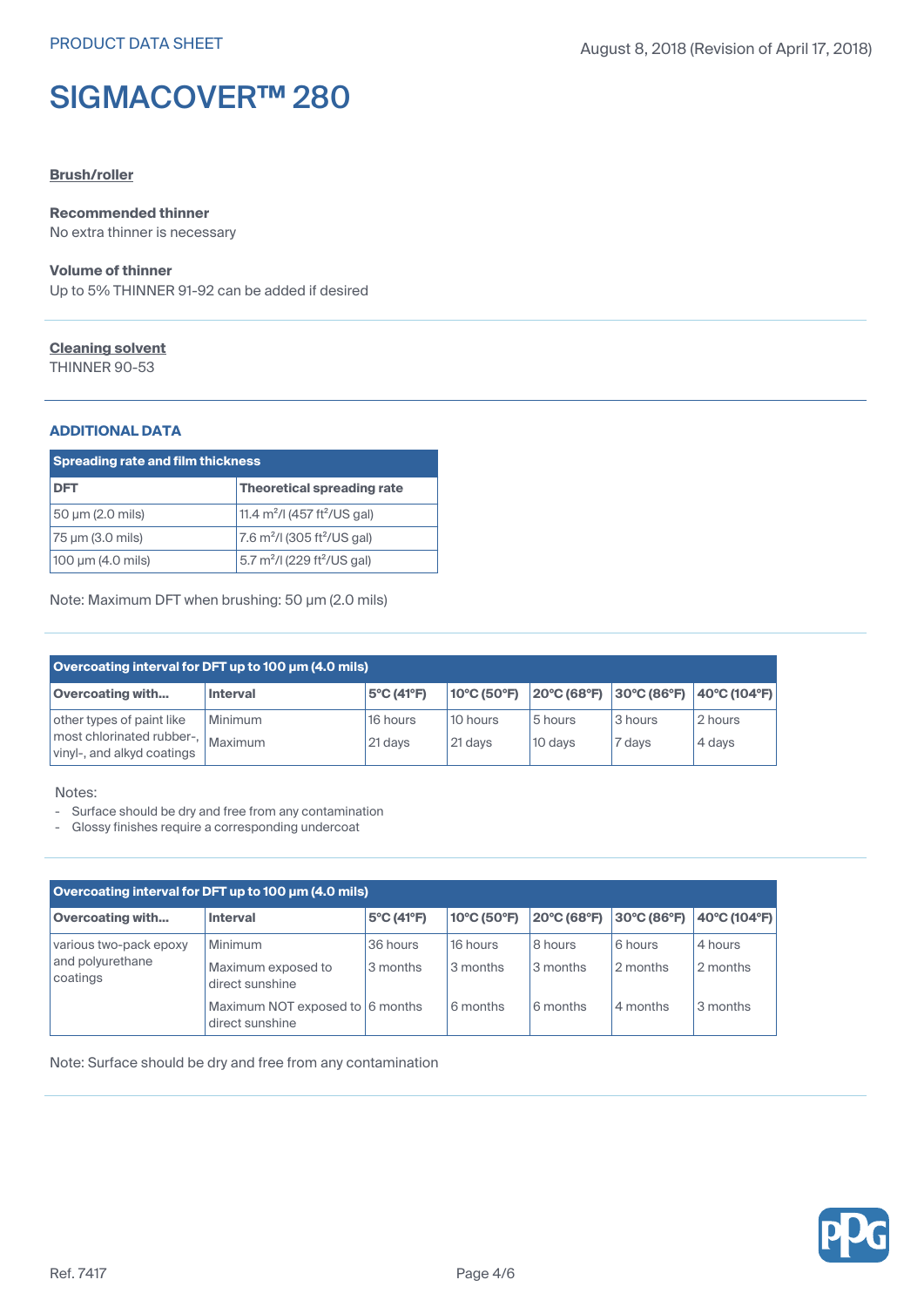# SIGMACOVER™ 280

**Brush/roller**

**Recommended thinner**
No extra thinner is necessary

**Volume of thinner**
Up to 5% THINNER 91-92 can be added if desired

**Cleaning solvent**
THINNER 90-53

## ADDITIONAL DATA

| Spreading rate and film thickness | |
|---|---|
| **DFT** | **Theoretical spreading rate** |
| 50 µm (2.0 mils) | 11.4 m²/l (457 ft²/US gal) |
| 75 µm (3.0 mils) | 7.6 m²/l (305 ft²/US gal) |
| 100 µm (4.0 mils) | 5.7 m²/l (229 ft²/US gal) |

Note: Maximum DFT when brushing: 50 µm (2.0 mils)

| Overcoating interval for DFT up to 100 µm (4.0 mils) | | | | | | |
|---|---|---|---|---|---|---|
| **Overcoating with...** | **Interval** | **5°C (41°F)** | **10°C (50°F)** | **20°C (68°F)** | **30°C (86°F)** | **40°C (104°F)** |
| other types of paint like most chlorinated rubber-, vinyl-, and alkyd coatings | Minimum | 16 hours | 10 hours | 5 hours | 3 hours | 2 hours |
| | Maximum | 21 days | 21 days | 10 days | 7 days | 4 days |

Notes:
- Surface should be dry and free from any contamination
- Glossy finishes require a corresponding undercoat

| Overcoating interval for DFT up to 100 µm (4.0 mils) | | | | | | |
|---|---|---|---|---|---|---|
| **Overcoating with...** | **Interval** | **5°C (41°F)** | **10°C (50°F)** | **20°C (68°F)** | **30°C (86°F)** | **40°C (104°F)** |
| various two-pack epoxy and polyurethane coatings | Minimum | 36 hours | 16 hours | 8 hours | 6 hours | 4 hours |
| | Maximum exposed to direct sunshine | 3 months | 3 months | 3 months | 2 months | 2 months |
| | Maximum NOT exposed to direct sunshine | 6 months | 6 months | 6 months | 4 months | 3 months |

Note: Surface should be dry and free from any contamination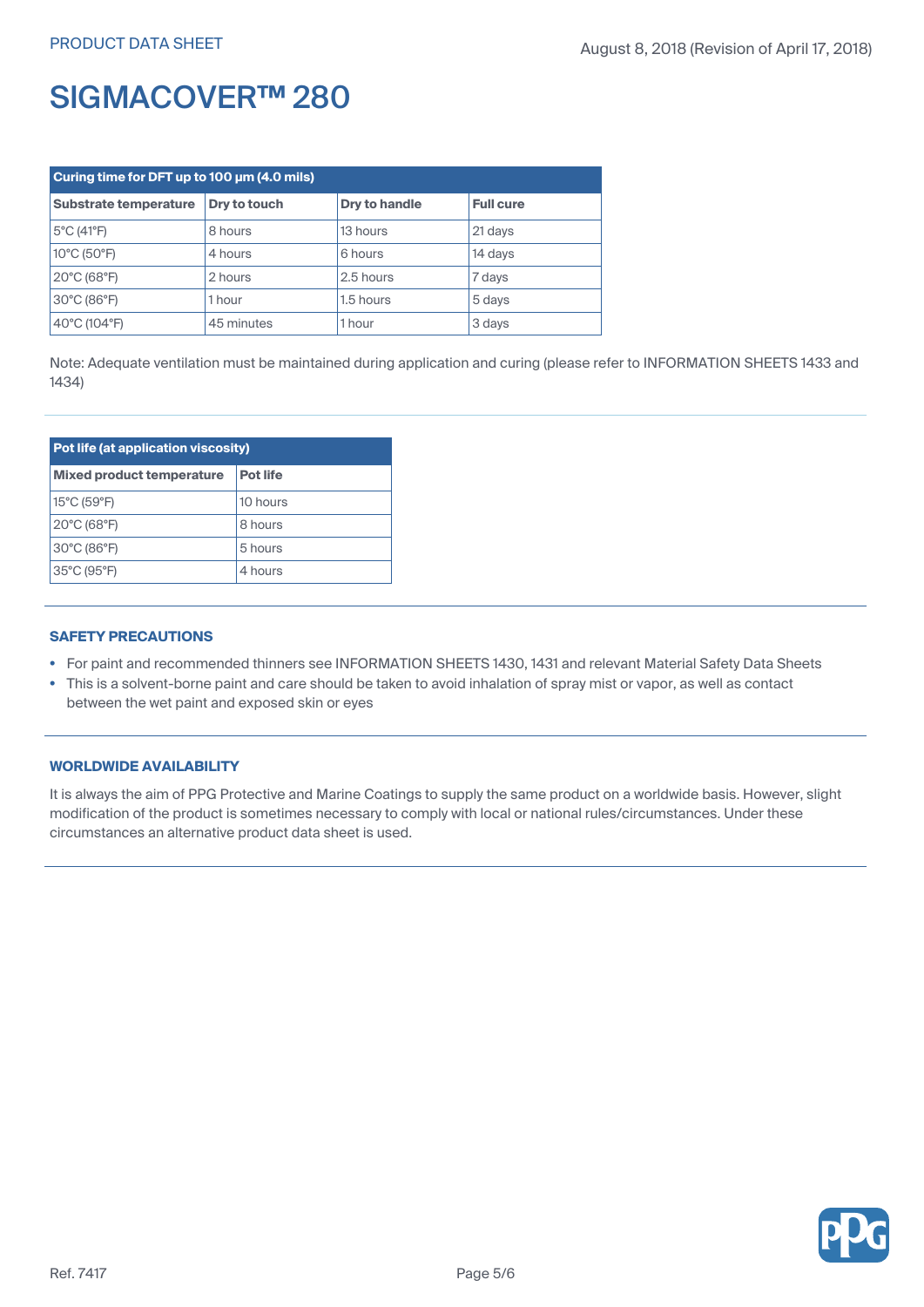| Curing time for DFT up to 100 µm (4.0 mils) | | | |
|---|---|---|---|
| **Substrate temperature** | **Dry to touch** | **Dry to handle** | **Full cure** |
| 5°C (41°F) | 8 hours | 13 hours | 21 days |
| 10°C (50°F) | 4 hours | 6 hours | 14 days |
| 20°C (68°F) | 2 hours | 2.5 hours | 7 days |
| 30°C (86°F) | 1 hour | 1.5 hours | 5 days |
| 40°C (104°F) | 45 minutes | 1 hour | 3 days |

Note: Adequate ventilation must be maintained during application and curing (please refer to INFORMATION SHEETS 1433 and 1434)

| Pot life (at application viscosity) | |
|---|---|
| **Mixed product temperature** | **Pot life** |
| 15°C (59°F) | 10 hours |
| 20°C (68°F) | 8 hours |
| 30°C (86°F) | 5 hours |
| 35°C (95°F) | 4 hours |

## SAFETY PRECAUTIONS

- For paint and recommended thinners see INFORMATION SHEETS 1430, 1431 and relevant Material Safety Data Sheets
- This is a solvent-borne paint and care should be taken to avoid inhalation of spray mist or vapor, as well as contact between the wet paint and exposed skin or eyes

## WORLDWIDE AVAILABILITY

It is always the aim of PPG Protective and Marine Coatings to supply the same product on a worldwide basis. However, slight modification of the product is sometimes necessary to comply with local or national rules/circumstances. Under these circumstances an alternative product data sheet is used.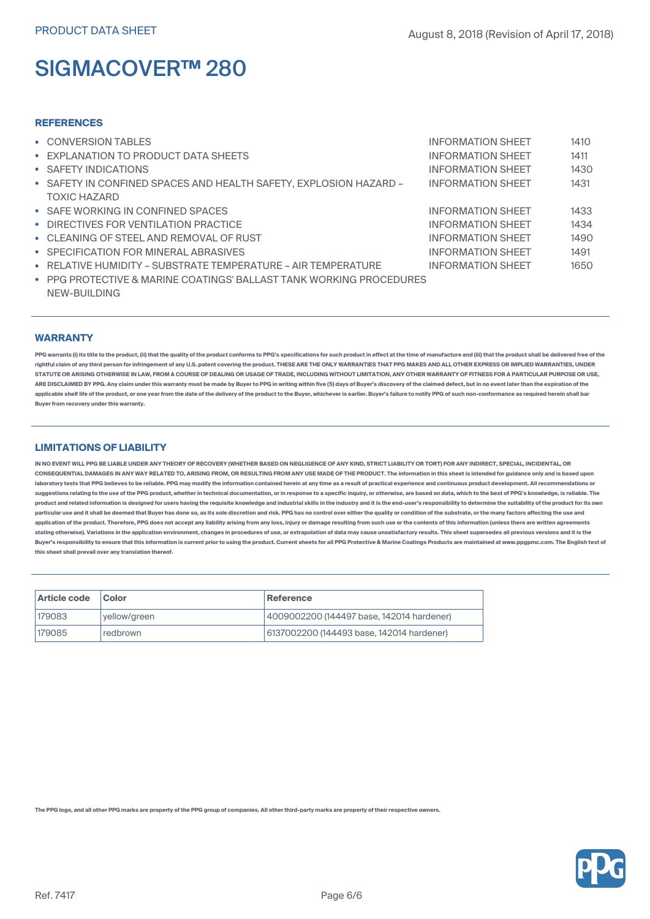# SIGMACOVER™ 280

## REFERENCES

| | | |
|---|---|---|
| • CONVERSION TABLES | INFORMATION SHEET | 1410 |
| • EXPLANATION TO PRODUCT DATA SHEETS | INFORMATION SHEET | 1411 |
| • SAFETY INDICATIONS | INFORMATION SHEET | 1430 |
| • SAFETY IN CONFINED SPACES AND HEALTH SAFETY, EXPLOSION HAZARD – TOXIC HAZARD | INFORMATION SHEET | 1431 |
| • SAFE WORKING IN CONFINED SPACES | INFORMATION SHEET | 1433 |
| • DIRECTIVES FOR VENTILATION PRACTICE | INFORMATION SHEET | 1434 |
| • CLEANING OF STEEL AND REMOVAL OF RUST | INFORMATION SHEET | 1490 |
| • SPECIFICATION FOR MINERAL ABRASIVES | INFORMATION SHEET | 1491 |
| • RELATIVE HUMIDITY – SUBSTRATE TEMPERATURE – AIR TEMPERATURE | INFORMATION SHEET | 1650 |
| • PPG PROTECTIVE & MARINE COATINGS' BALLAST TANK WORKING PROCEDURES NEW-BUILDING | | |

## WARRANTY

PPG warrants (i) its title to the product, (ii) that the quality of the product conforms to PPG's specifications for such product in effect at the time of manufacture and (iii) that the product shall be delivered free of the rightful claim of any third person for infringement of any U.S. patent covering the product. THESE ARE THE ONLY WARRANTIES THAT PPG MAKES AND ALL OTHER EXPRESS OR IMPLIED WARRANTIES, UNDER STATUTE OR ARISING OTHERWISE IN LAW, FROM A COURSE OF DEALING OR USAGE OF TRADE, INCLUDING WITHOUT LIMITATION, ANY OTHER WARRANTY OF FITNESS FOR A PARTICULAR PURPOSE OR USE, ARE DISCLAIMED BY PPG. Any claim under this warranty must be made by Buyer to PPG in writing within five (5) days of Buyer's discovery of the claimed defect, but in no event later than the expiration of the applicable shelf life of the product, or one year from the date of the delivery of the product to the Buyer, whichever is earlier. Buyer's failure to notify PPG of such non-conformance as required herein shall bar Buyer from recovery under this warranty.

## LIMITATIONS OF LIABILITY

IN NO EVENT WILL PPG BE LIABLE UNDER ANY THEORY OF RECOVERY (WHETHER BASED ON NEGLIGENCE OF ANY KIND, STRICT LIABILITY OR TORT) FOR ANY INDIRECT, SPECIAL, INCIDENTAL, OR CONSEQUENTIAL DAMAGES IN ANY WAY RELATED TO, ARISING FROM, OR RESULTING FROM ANY USE MADE OF THE PRODUCT. The information in this sheet is intended for guidance only and is based upon laboratory tests that PPG believes to be reliable. PPG may modify the information contained herein at any time as a result of practical experience and continuous product development. All recommendations or suggestions relating to the use of the PPG product, whether in technical documentation, or in response to a specific inquiry, or otherwise, are based on data, which to the best of PPG's knowledge, is reliable. The product and related information is designed for users having the requisite knowledge and industrial skills in the industry and it is the end-user's responsibility to determine the suitability of the product for its own particular use and it shall be deemed that Buyer has done so, as its sole discretion and risk. PPG has no control over either the quality or condition of the substrate, or the many factors affecting the use and application of the product. Therefore, PPG does not accept any liability arising from any loss, injury or damage resulting from such use or the contents of this information (unless there are written agreements stating otherwise). Variations in the application environment, changes in procedures of use, or extrapolation of data may cause unsatisfactory results. This sheet supersedes all previous versions and it is the Buyer's responsibility to ensure that this information is current prior to using the product. Current sheets for all PPG Protective & Marine Coatings Products are maintained at www.ppgpmc.com. The English text of this sheet shall prevail over any translation thereof.

| Article code | Color | Reference |
|---|---|---|
| 179083 | yellow/green | 4009002200 (144497 base, 142014 hardener) |
| 179085 | redbrown | 6137002200 (144493 base, 142014 hardener) |

The PPG logo, and all other PPG marks are property of the PPG group of companies. All other third-party marks are property of their respective owners.